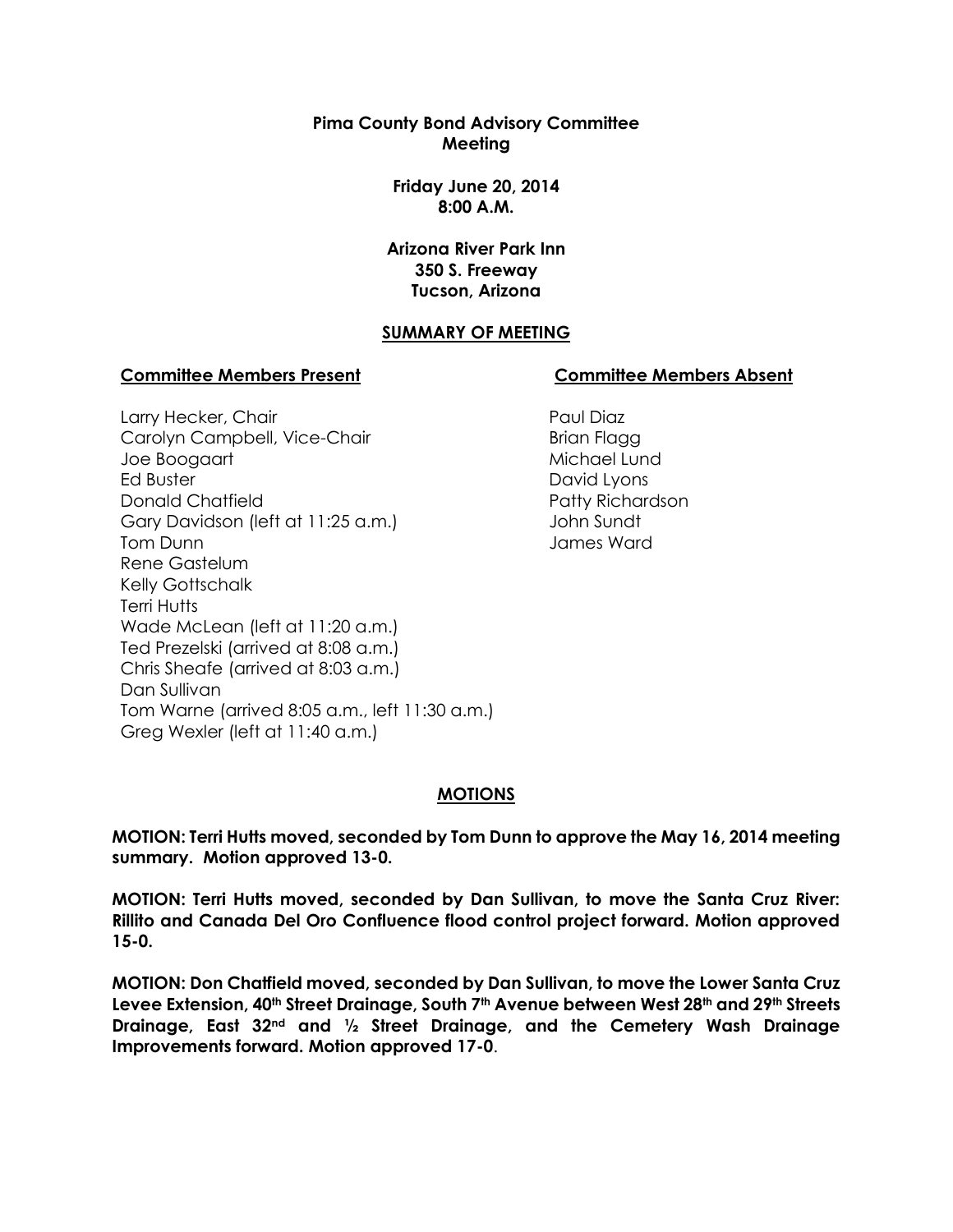**Pima County Bond Advisory Committee**
**Meeting**

**Friday June 20, 2014**
**8:00 A.M.**

**Arizona River Park Inn**
**350 S. Freeway**
**Tucson, Arizona**

## SUMMARY OF MEETING

**Committee Members Present**

Larry Hecker, Chair
Carolyn Campbell, Vice-Chair
Joe Boogaart
Ed Buster
Donald Chatfield
Gary Davidson (left at 11:25 a.m.)
Tom Dunn
Rene Gastelum
Kelly Gottschalk
Terri Hutts
Wade McLean (left at 11:20 a.m.)
Ted Prezelski (arrived at 8:08 a.m.)
Chris Sheafe (arrived at 8:03 a.m.)
Dan Sullivan
Tom Warne (arrived 8:05 a.m., left 11:30 a.m.)
Greg Wexler (left at 11:40 a.m.)

**Committee Members Absent**

Paul Diaz
Brian Flagg
Michael Lund
David Lyons
Patty Richardson
John Sundt
James Ward

## MOTIONS

**MOTION: Terri Hutts moved, seconded by Tom Dunn to approve the May 16, 2014 meeting summary. Motion approved 13-0.**

**MOTION: Terri Hutts moved, seconded by Dan Sullivan, to move the Santa Cruz River: Rillito and Canada Del Oro Confluence flood control project forward. Motion approved 15-0.**

**MOTION: Don Chatfield moved, seconded by Dan Sullivan, to move the Lower Santa Cruz Levee Extension, 40th Street Drainage, South 7th Avenue between West 28th and 29th Streets Drainage, East 32nd and ½ Street Drainage, and the Cemetery Wash Drainage Improvements forward. Motion approved 17-0**.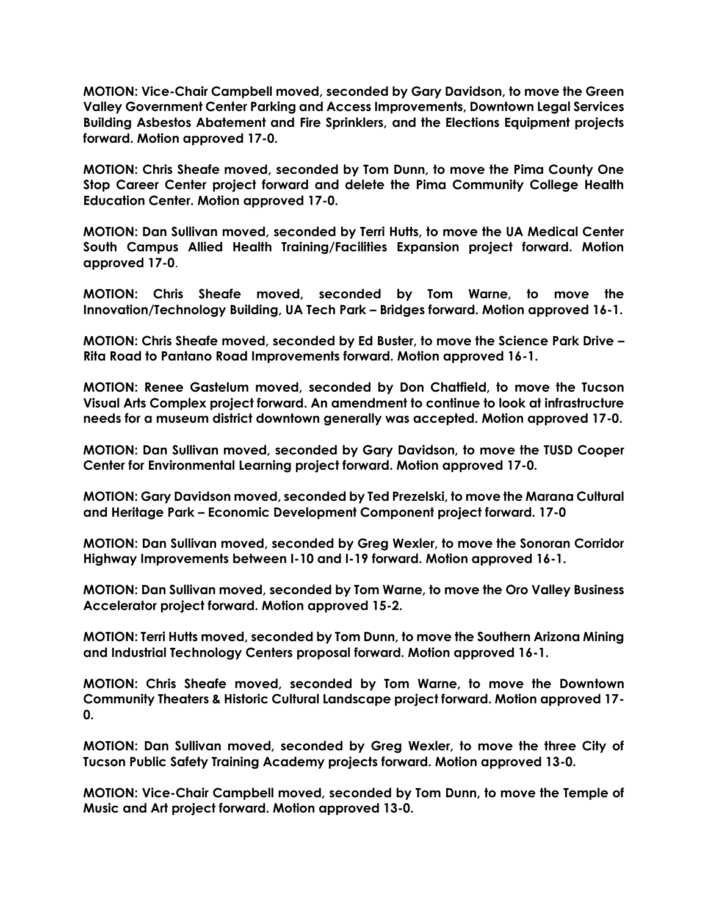**MOTION: Vice-Chair Campbell moved, seconded by Gary Davidson, to move the Green Valley Government Center Parking and Access Improvements, Downtown Legal Services Building Asbestos Abatement and Fire Sprinklers, and the Elections Equipment projects forward. Motion approved 17-0.**

**MOTION: Chris Sheafe moved, seconded by Tom Dunn, to move the Pima County One Stop Career Center project forward and delete the Pima Community College Health Education Center. Motion approved 17-0.**

**MOTION: Dan Sullivan moved, seconded by Terri Hutts, to move the UA Medical Center South Campus Allied Health Training/Facilities Expansion project forward. Motion approved 17-0**.

**MOTION: Chris Sheafe moved, seconded by Tom Warne, to move the Innovation/Technology Building, UA Tech Park – Bridges forward. Motion approved 16-1.**

**MOTION: Chris Sheafe moved, seconded by Ed Buster, to move the Science Park Drive – Rita Road to Pantano Road Improvements forward. Motion approved 16-1.**

**MOTION: Renee Gastelum moved, seconded by Don Chatfield, to move the Tucson Visual Arts Complex project forward. An amendment to continue to look at infrastructure needs for a museum district downtown generally was accepted. Motion approved 17-0.**

**MOTION: Dan Sullivan moved, seconded by Gary Davidson, to move the TUSD Cooper Center for Environmental Learning project forward. Motion approved 17-0.**

**MOTION: Gary Davidson moved, seconded by Ted Prezelski, to move the Marana Cultural and Heritage Park – Economic Development Component project forward. 17-0**

**MOTION: Dan Sullivan moved, seconded by Greg Wexler, to move the Sonoran Corridor Highway Improvements between I-10 and I-19 forward. Motion approved 16-1.**

**MOTION: Dan Sullivan moved, seconded by Tom Warne, to move the Oro Valley Business Accelerator project forward. Motion approved 15-2.**

**MOTION: Terri Hutts moved, seconded by Tom Dunn, to move the Southern Arizona Mining and Industrial Technology Centers proposal forward. Motion approved 16-1.**

**MOTION: Chris Sheafe moved, seconded by Tom Warne, to move the Downtown Community Theaters & Historic Cultural Landscape project forward. Motion approved 17-0.**

**MOTION: Dan Sullivan moved, seconded by Greg Wexler, to move the three City of Tucson Public Safety Training Academy projects forward. Motion approved 13-0.**

**MOTION: Vice-Chair Campbell moved, seconded by Tom Dunn, to move the Temple of Music and Art project forward. Motion approved 13-0.**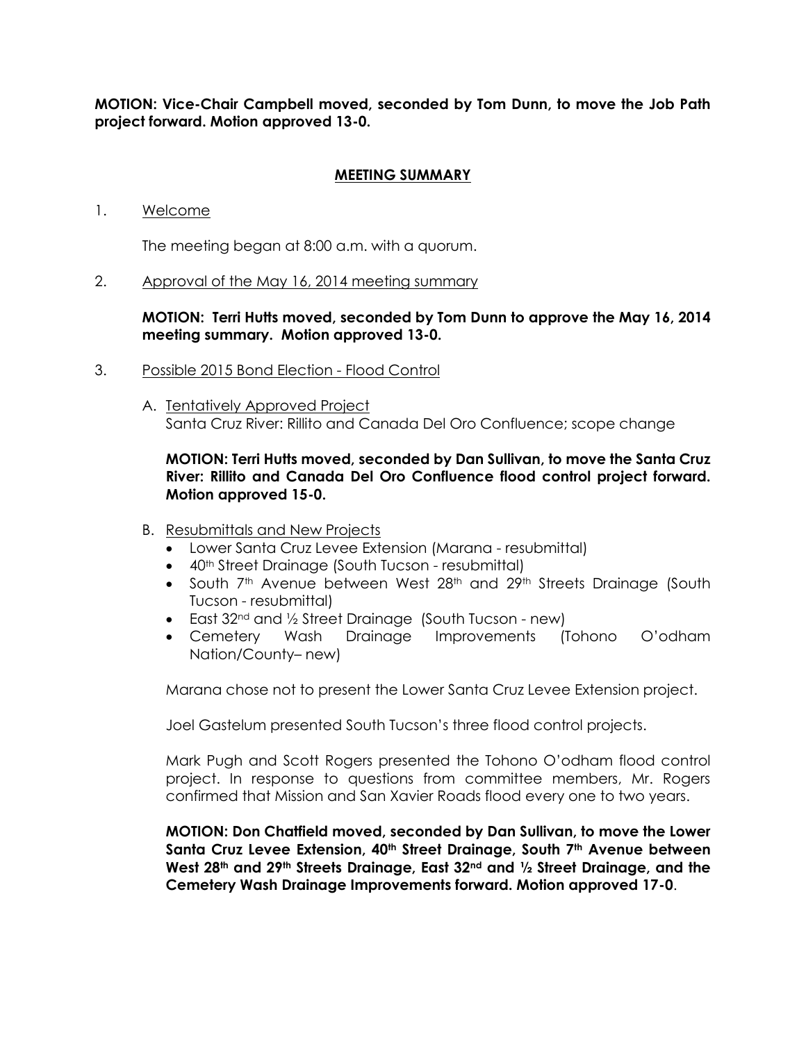**MOTION: Vice-Chair Campbell moved, seconded by Tom Dunn, to move the Job Path project forward. Motion approved 13-0.**

## MEETING SUMMARY

1. Welcome

   The meeting began at 8:00 a.m. with a quorum.

2. Approval of the May 16, 2014 meeting summary

   **MOTION: Terri Hutts moved, seconded by Tom Dunn to approve the May 16, 2014 meeting summary. Motion approved 13-0.**

3. Possible 2015 Bond Election - Flood Control

   A. Tentatively Approved Project
   Santa Cruz River: Rillito and Canada Del Oro Confluence; scope change

   **MOTION: Terri Hutts moved, seconded by Dan Sullivan, to move the Santa Cruz River: Rillito and Canada Del Oro Confluence flood control project forward. Motion approved 15-0.**

   B. Resubmittals and New Projects
   - Lower Santa Cruz Levee Extension (Marana - resubmittal)
   - 40th Street Drainage (South Tucson - resubmittal)
   - South 7th Avenue between West 28th and 29th Streets Drainage (South Tucson - resubmittal)
   - East 32nd and ½ Street Drainage (South Tucson - new)
   - Cemetery Wash Drainage Improvements (Tohono O'odham Nation/County– new)

   Marana chose not to present the Lower Santa Cruz Levee Extension project.

   Joel Gastelum presented South Tucson's three flood control projects.

   Mark Pugh and Scott Rogers presented the Tohono O'odham flood control project. In response to questions from committee members, Mr. Rogers confirmed that Mission and San Xavier Roads flood every one to two years.

   **MOTION: Don Chatfield moved, seconded by Dan Sullivan, to move the Lower Santa Cruz Levee Extension, 40th Street Drainage, South 7th Avenue between West 28th and 29th Streets Drainage, East 32nd and ½ Street Drainage, and the Cemetery Wash Drainage Improvements forward. Motion approved 17-0**.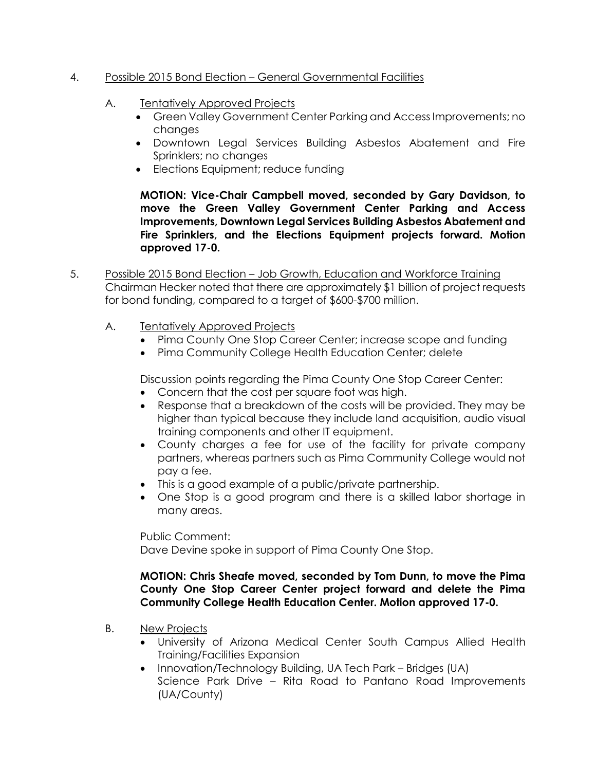4. Possible 2015 Bond Election – General Governmental Facilities

   A. Tentatively Approved Projects

   - Green Valley Government Center Parking and Access Improvements; no changes
   - Downtown Legal Services Building Asbestos Abatement and Fire Sprinklers; no changes
   - Elections Equipment; reduce funding

   **MOTION: Vice-Chair Campbell moved, seconded by Gary Davidson, to move the Green Valley Government Center Parking and Access Improvements, Downtown Legal Services Building Asbestos Abatement and Fire Sprinklers, and the Elections Equipment projects forward. Motion approved 17-0.**

5. Possible 2015 Bond Election – Job Growth, Education and Workforce Training
   Chairman Hecker noted that there are approximately $1 billion of project requests for bond funding, compared to a target of $600-$700 million.

   A. Tentatively Approved Projects

   - Pima County One Stop Career Center; increase scope and funding
   - Pima Community College Health Education Center; delete

   Discussion points regarding the Pima County One Stop Career Center:

   - Concern that the cost per square foot was high.
   - Response that a breakdown of the costs will be provided. They may be higher than typical because they include land acquisition, audio visual training components and other IT equipment.
   - County charges a fee for use of the facility for private company partners, whereas partners such as Pima Community College would not pay a fee.
   - This is a good example of a public/private partnership.
   - One Stop is a good program and there is a skilled labor shortage in many areas.

   Public Comment:
   Dave Devine spoke in support of Pima County One Stop.

   **MOTION: Chris Sheafe moved, seconded by Tom Dunn, to move the Pima County One Stop Career Center project forward and delete the Pima Community College Health Education Center. Motion approved 17-0.**

   B. New Projects

   - University of Arizona Medical Center South Campus Allied Health Training/Facilities Expansion
   - Innovation/Technology Building, UA Tech Park – Bridges (UA)
     Science Park Drive – Rita Road to Pantano Road Improvements (UA/County)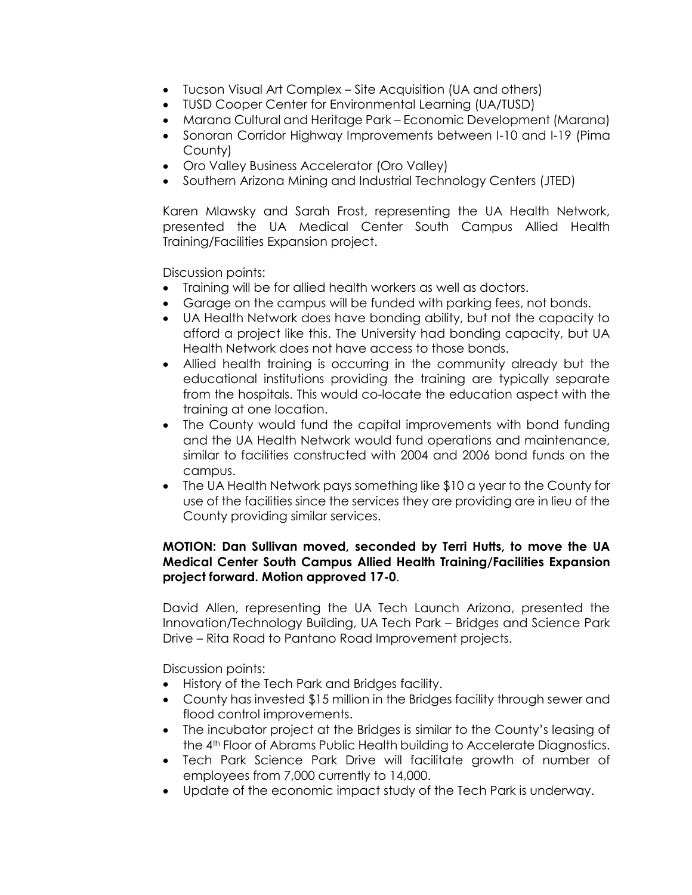- Tucson Visual Art Complex – Site Acquisition (UA and others)
- TUSD Cooper Center for Environmental Learning (UA/TUSD)
- Marana Cultural and Heritage Park – Economic Development (Marana)
- Sonoran Corridor Highway Improvements between I-10 and I-19 (Pima County)
- Oro Valley Business Accelerator (Oro Valley)
- Southern Arizona Mining and Industrial Technology Centers (JTED)

Karen Mlawsky and Sarah Frost, representing the UA Health Network, presented the UA Medical Center South Campus Allied Health Training/Facilities Expansion project.

Discussion points:

- Training will be for allied health workers as well as doctors.
- Garage on the campus will be funded with parking fees, not bonds.
- UA Health Network does have bonding ability, but not the capacity to afford a project like this. The University had bonding capacity, but UA Health Network does not have access to those bonds.
- Allied health training is occurring in the community already but the educational institutions providing the training are typically separate from the hospitals. This would co-locate the education aspect with the training at one location.
- The County would fund the capital improvements with bond funding and the UA Health Network would fund operations and maintenance, similar to facilities constructed with 2004 and 2006 bond funds on the campus.
- The UA Health Network pays something like $10 a year to the County for use of the facilities since the services they are providing are in lieu of the County providing similar services.

**MOTION: Dan Sullivan moved, seconded by Terri Hutts, to move the UA Medical Center South Campus Allied Health Training/Facilities Expansion project forward. Motion approved 17-0**.

David Allen, representing the UA Tech Launch Arizona, presented the Innovation/Technology Building, UA Tech Park – Bridges and Science Park Drive – Rita Road to Pantano Road Improvement projects.

Discussion points:

- History of the Tech Park and Bridges facility.
- County has invested $15 million in the Bridges facility through sewer and flood control improvements.
- The incubator project at the Bridges is similar to the County's leasing of the 4th Floor of Abrams Public Health building to Accelerate Diagnostics.
- Tech Park Science Park Drive will facilitate growth of number of employees from 7,000 currently to 14,000.
- Update of the economic impact study of the Tech Park is underway.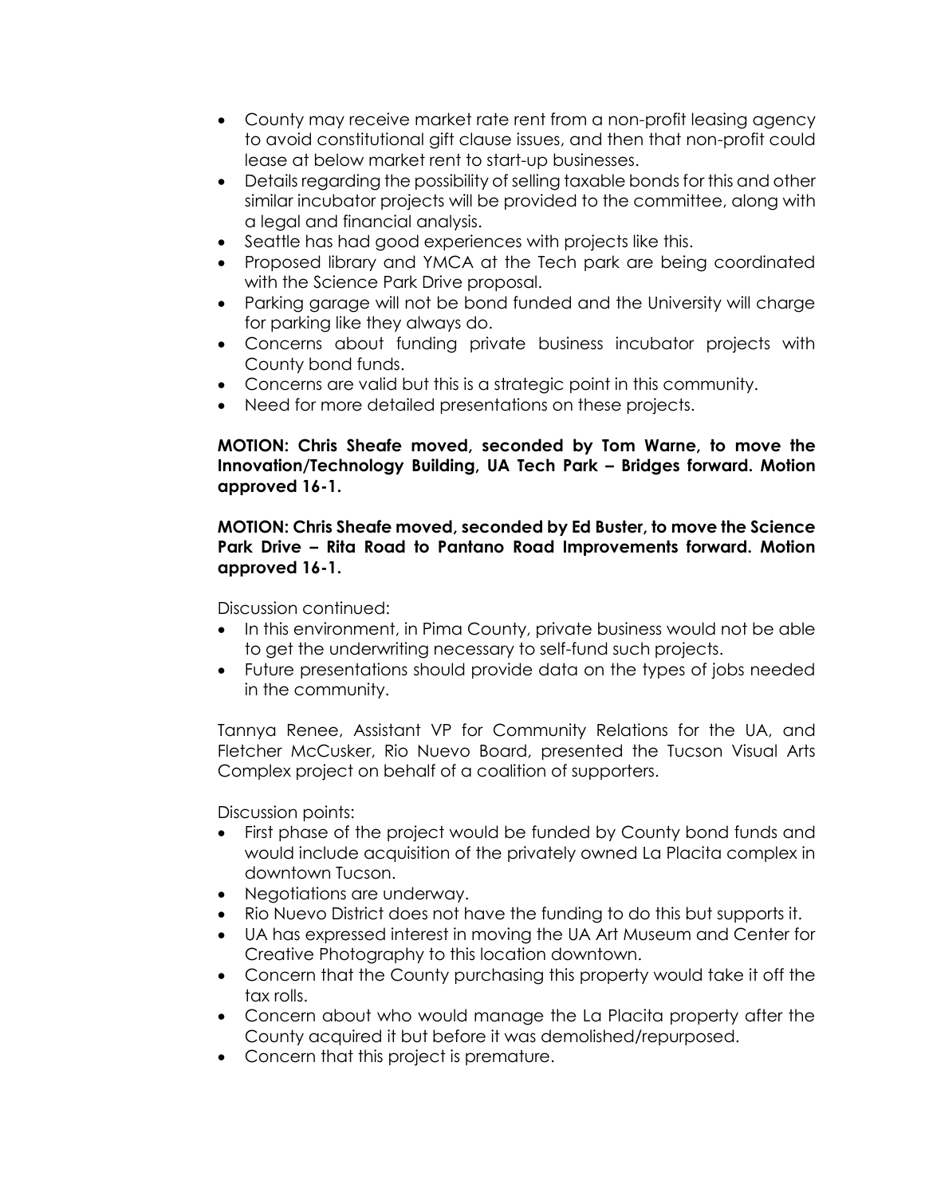- County may receive market rate rent from a non-profit leasing agency to avoid constitutional gift clause issues, and then that non-profit could lease at below market rent to start-up businesses.
- Details regarding the possibility of selling taxable bonds for this and other similar incubator projects will be provided to the committee, along with a legal and financial analysis.
- Seattle has had good experiences with projects like this.
- Proposed library and YMCA at the Tech park are being coordinated with the Science Park Drive proposal.
- Parking garage will not be bond funded and the University will charge for parking like they always do.
- Concerns about funding private business incubator projects with County bond funds.
- Concerns are valid but this is a strategic point in this community.
- Need for more detailed presentations on these projects.

**MOTION: Chris Sheafe moved, seconded by Tom Warne, to move the Innovation/Technology Building, UA Tech Park – Bridges forward. Motion approved 16-1.**

**MOTION: Chris Sheafe moved, seconded by Ed Buster, to move the Science Park Drive – Rita Road to Pantano Road Improvements forward. Motion approved 16-1.**

Discussion continued:

- In this environment, in Pima County, private business would not be able to get the underwriting necessary to self-fund such projects.
- Future presentations should provide data on the types of jobs needed in the community.

Tannya Renee, Assistant VP for Community Relations for the UA, and Fletcher McCusker, Rio Nuevo Board, presented the Tucson Visual Arts Complex project on behalf of a coalition of supporters.

Discussion points:

- First phase of the project would be funded by County bond funds and would include acquisition of the privately owned La Placita complex in downtown Tucson.
- Negotiations are underway.
- Rio Nuevo District does not have the funding to do this but supports it.
- UA has expressed interest in moving the UA Art Museum and Center for Creative Photography to this location downtown.
- Concern that the County purchasing this property would take it off the tax rolls.
- Concern about who would manage the La Placita property after the County acquired it but before it was demolished/repurposed.
- Concern that this project is premature.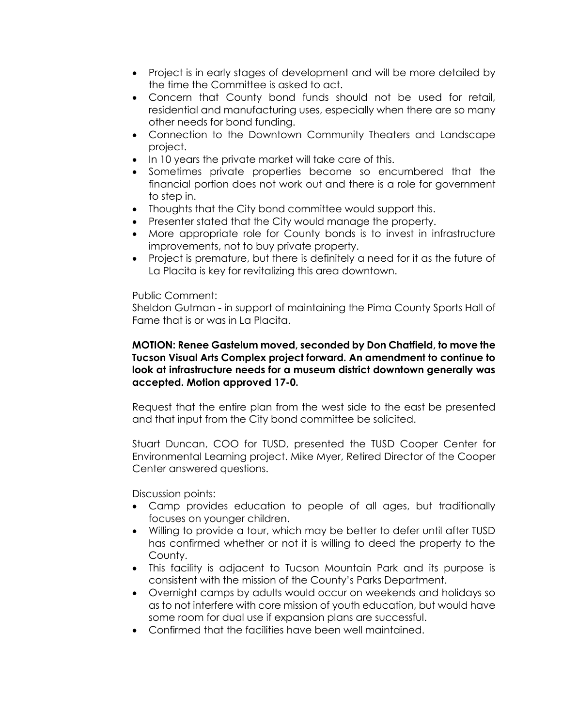- Project is in early stages of development and will be more detailed by the time the Committee is asked to act.
- Concern that County bond funds should not be used for retail, residential and manufacturing uses, especially when there are so many other needs for bond funding.
- Connection to the Downtown Community Theaters and Landscape project.
- In 10 years the private market will take care of this.
- Sometimes private properties become so encumbered that the financial portion does not work out and there is a role for government to step in.
- Thoughts that the City bond committee would support this.
- Presenter stated that the City would manage the property.
- More appropriate role for County bonds is to invest in infrastructure improvements, not to buy private property.
- Project is premature, but there is definitely a need for it as the future of La Placita is key for revitalizing this area downtown.

Public Comment:
Sheldon Gutman - in support of maintaining the Pima County Sports Hall of Fame that is or was in La Placita.

**MOTION: Renee Gastelum moved, seconded by Don Chatfield, to move the Tucson Visual Arts Complex project forward. An amendment to continue to look at infrastructure needs for a museum district downtown generally was accepted. Motion approved 17-0.**

Request that the entire plan from the west side to the east be presented and that input from the City bond committee be solicited.

Stuart Duncan, COO for TUSD, presented the TUSD Cooper Center for Environmental Learning project. Mike Myer, Retired Director of the Cooper Center answered questions.

Discussion points:

- Camp provides education to people of all ages, but traditionally focuses on younger children.
- Willing to provide a tour, which may be better to defer until after TUSD has confirmed whether or not it is willing to deed the property to the County.
- This facility is adjacent to Tucson Mountain Park and its purpose is consistent with the mission of the County's Parks Department.
- Overnight camps by adults would occur on weekends and holidays so as to not interfere with core mission of youth education, but would have some room for dual use if expansion plans are successful.
- Confirmed that the facilities have been well maintained.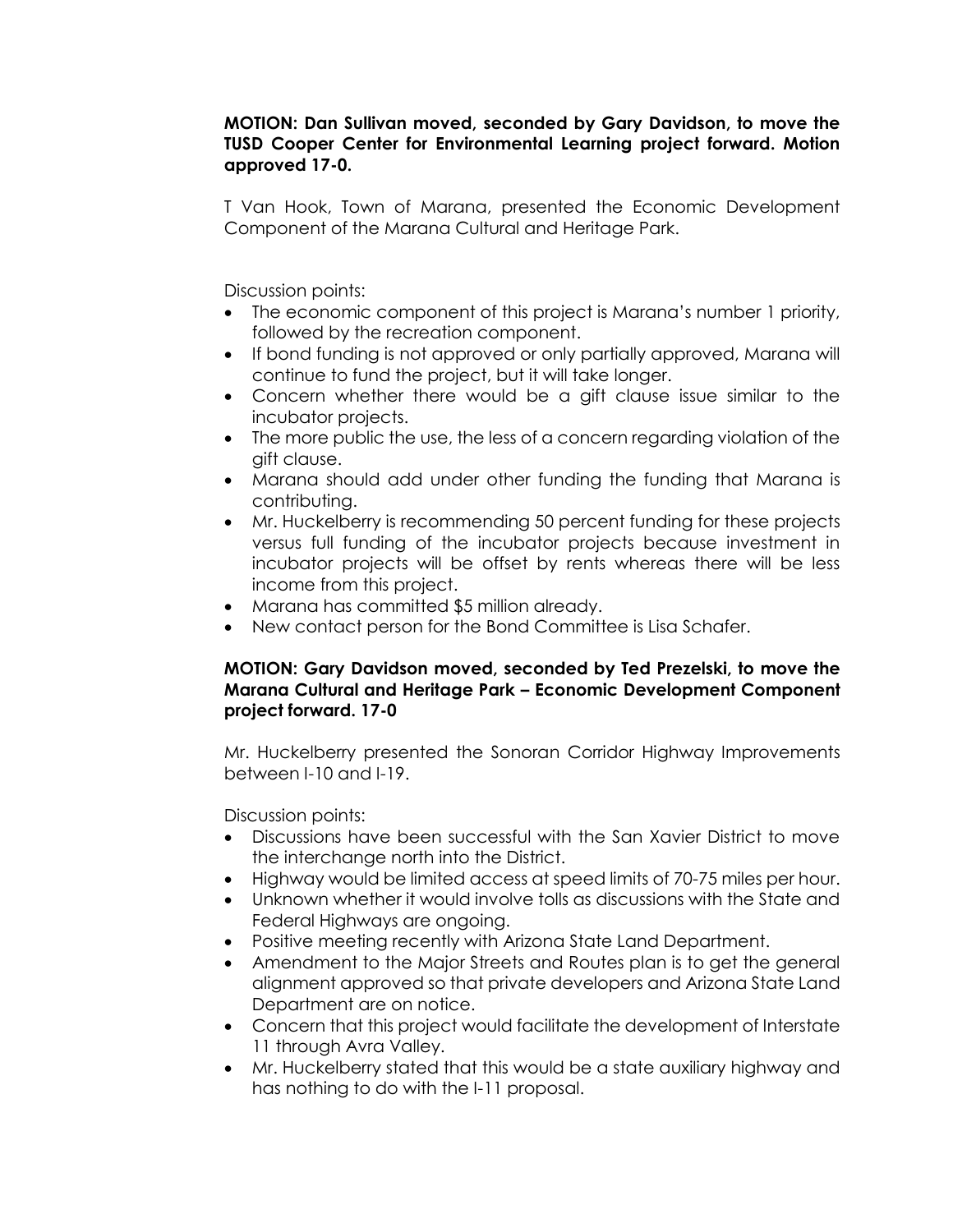**MOTION: Dan Sullivan moved, seconded by Gary Davidson, to move the TUSD Cooper Center for Environmental Learning project forward. Motion approved 17-0.**

T Van Hook, Town of Marana, presented the Economic Development Component of the Marana Cultural and Heritage Park.

Discussion points:

- The economic component of this project is Marana's number 1 priority, followed by the recreation component.
- If bond funding is not approved or only partially approved, Marana will continue to fund the project, but it will take longer.
- Concern whether there would be a gift clause issue similar to the incubator projects.
- The more public the use, the less of a concern regarding violation of the gift clause.
- Marana should add under other funding the funding that Marana is contributing.
- Mr. Huckelberry is recommending 50 percent funding for these projects versus full funding of the incubator projects because investment in incubator projects will be offset by rents whereas there will be less income from this project.
- Marana has committed $5 million already.
- New contact person for the Bond Committee is Lisa Schafer.

**MOTION: Gary Davidson moved, seconded by Ted Prezelski, to move the Marana Cultural and Heritage Park – Economic Development Component project forward. 17-0**

Mr. Huckelberry presented the Sonoran Corridor Highway Improvements between I-10 and I-19.

Discussion points:

- Discussions have been successful with the San Xavier District to move the interchange north into the District.
- Highway would be limited access at speed limits of 70-75 miles per hour.
- Unknown whether it would involve tolls as discussions with the State and Federal Highways are ongoing.
- Positive meeting recently with Arizona State Land Department.
- Amendment to the Major Streets and Routes plan is to get the general alignment approved so that private developers and Arizona State Land Department are on notice.
- Concern that this project would facilitate the development of Interstate 11 through Avra Valley.
- Mr. Huckelberry stated that this would be a state auxiliary highway and has nothing to do with the I-11 proposal.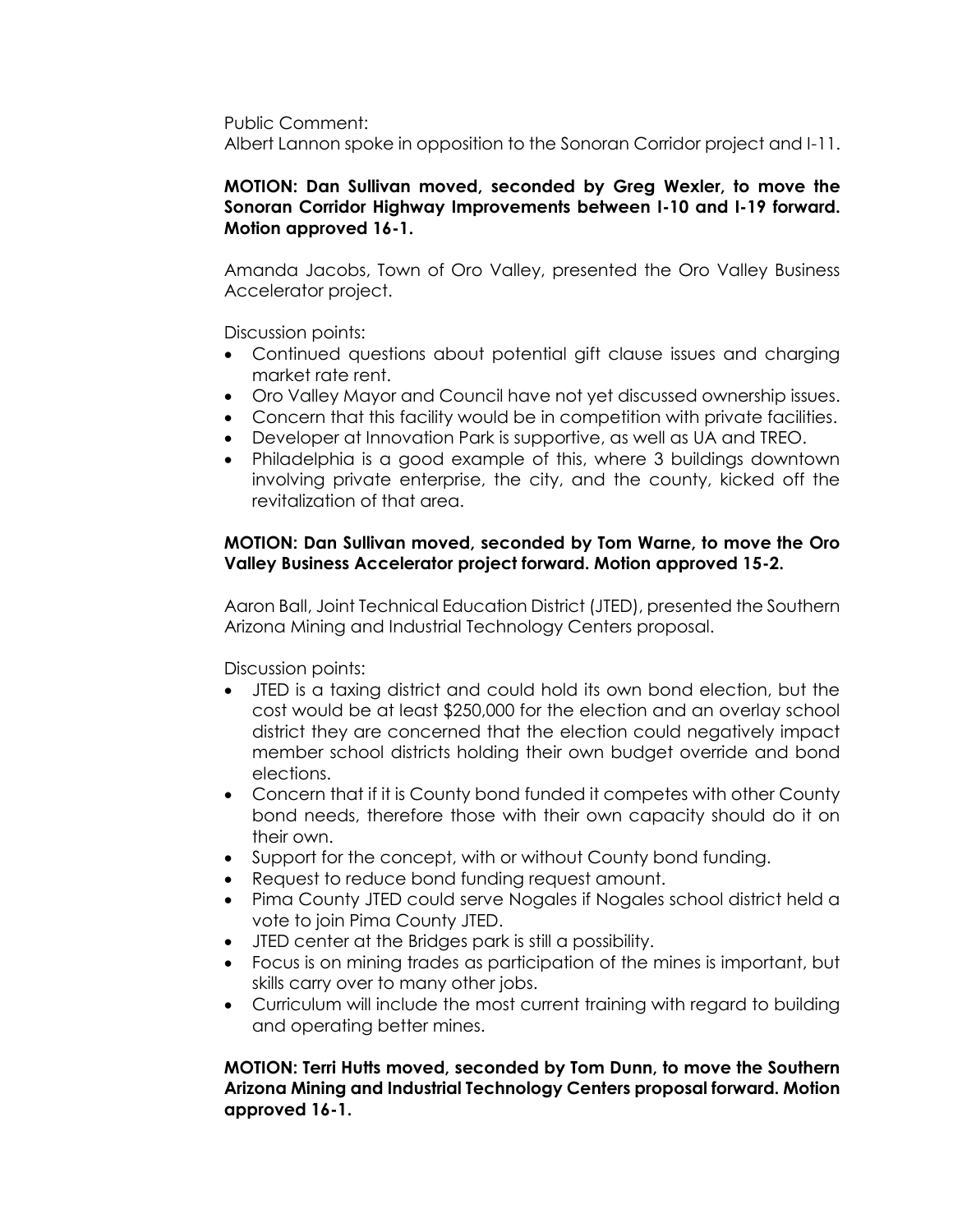Public Comment:
Albert Lannon spoke in opposition to the Sonoran Corridor project and I-11.

**MOTION: Dan Sullivan moved, seconded by Greg Wexler, to move the Sonoran Corridor Highway Improvements between I-10 and I-19 forward. Motion approved 16-1.**

Amanda Jacobs, Town of Oro Valley, presented the Oro Valley Business Accelerator project.

Discussion points:

- Continued questions about potential gift clause issues and charging market rate rent.
- Oro Valley Mayor and Council have not yet discussed ownership issues.
- Concern that this facility would be in competition with private facilities.
- Developer at Innovation Park is supportive, as well as UA and TREO.
- Philadelphia is a good example of this, where 3 buildings downtown involving private enterprise, the city, and the county, kicked off the revitalization of that area.

**MOTION: Dan Sullivan moved, seconded by Tom Warne, to move the Oro Valley Business Accelerator project forward. Motion approved 15-2.**

Aaron Ball, Joint Technical Education District (JTED), presented the Southern Arizona Mining and Industrial Technology Centers proposal.

Discussion points:

- JTED is a taxing district and could hold its own bond election, but the cost would be at least $250,000 for the election and an overlay school district they are concerned that the election could negatively impact member school districts holding their own budget override and bond elections.
- Concern that if it is County bond funded it competes with other County bond needs, therefore those with their own capacity should do it on their own.
- Support for the concept, with or without County bond funding.
- Request to reduce bond funding request amount.
- Pima County JTED could serve Nogales if Nogales school district held a vote to join Pima County JTED.
- JTED center at the Bridges park is still a possibility.
- Focus is on mining trades as participation of the mines is important, but skills carry over to many other jobs.
- Curriculum will include the most current training with regard to building and operating better mines.

**MOTION: Terri Hutts moved, seconded by Tom Dunn, to move the Southern Arizona Mining and Industrial Technology Centers proposal forward. Motion approved 16-1.**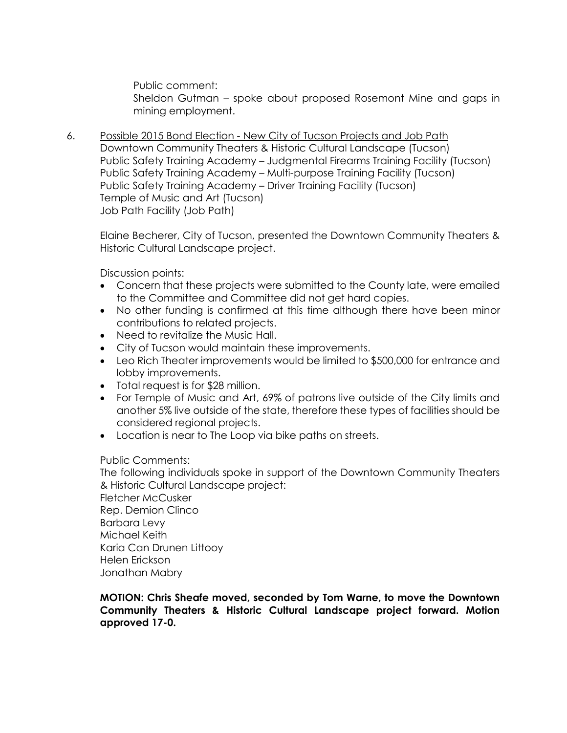Public comment:

Sheldon Gutman – spoke about proposed Rosemont Mine and gaps in mining employment.

6. <u>Possible 2015 Bond Election - New City of Tucson Projects and Job Path</u>
   Downtown Community Theaters & Historic Cultural Landscape (Tucson)
   Public Safety Training Academy – Judgmental Firearms Training Facility (Tucson)
   Public Safety Training Academy – Multi-purpose Training Facility (Tucson)
   Public Safety Training Academy – Driver Training Facility (Tucson)
   Temple of Music and Art (Tucson)
   Job Path Facility (Job Path)

   Elaine Becherer, City of Tucson, presented the Downtown Community Theaters & Historic Cultural Landscape project.

   Discussion points:

   - Concern that these projects were submitted to the County late, were emailed to the Committee and Committee did not get hard copies.
   - No other funding is confirmed at this time although there have been minor contributions to related projects.
   - Need to revitalize the Music Hall.
   - City of Tucson would maintain these improvements.
   - Leo Rich Theater improvements would be limited to $500,000 for entrance and lobby improvements.
   - Total request is for $28 million.
   - For Temple of Music and Art, 69% of patrons live outside of the City limits and another 5% live outside of the state, therefore these types of facilities should be considered regional projects.
   - Location is near to The Loop via bike paths on streets.

   Public Comments:

   The following individuals spoke in support of the Downtown Community Theaters & Historic Cultural Landscape project:
   Fletcher McCusker
   Rep. Demion Clinco
   Barbara Levy
   Michael Keith
   Karia Can Drunen Littooy
   Helen Erickson
   Jonathan Mabry

   **MOTION: Chris Sheafe moved, seconded by Tom Warne, to move the Downtown Community Theaters & Historic Cultural Landscape project forward. Motion approved 17-0.**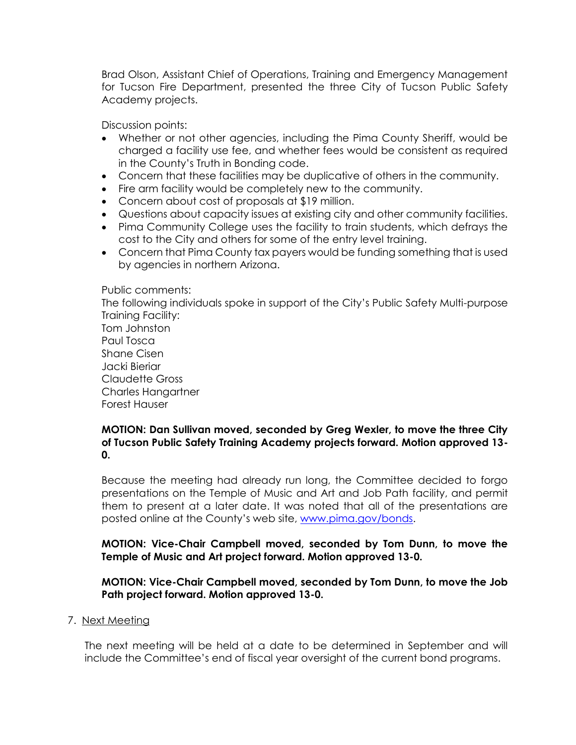Brad Olson, Assistant Chief of Operations, Training and Emergency Management for Tucson Fire Department, presented the three City of Tucson Public Safety Academy projects.

Discussion points:

- Whether or not other agencies, including the Pima County Sheriff, would be charged a facility use fee, and whether fees would be consistent as required in the County's Truth in Bonding code.
- Concern that these facilities may be duplicative of others in the community.
- Fire arm facility would be completely new to the community.
- Concern about cost of proposals at $19 million.
- Questions about capacity issues at existing city and other community facilities.
- Pima Community College uses the facility to train students, which defrays the cost to the City and others for some of the entry level training.
- Concern that Pima County tax payers would be funding something that is used by agencies in northern Arizona.

Public comments:
The following individuals spoke in support of the City's Public Safety Multi-purpose Training Facility:
Tom Johnston
Paul Tosca
Shane Cisen
Jacki Bieriar
Claudette Gross
Charles Hangartner
Forest Hauser

**MOTION: Dan Sullivan moved, seconded by Greg Wexler, to move the three City of Tucson Public Safety Training Academy projects forward. Motion approved 13-0.**

Because the meeting had already run long, the Committee decided to forgo presentations on the Temple of Music and Art and Job Path facility, and permit them to present at a later date. It was noted that all of the presentations are posted online at the County's web site, [www.pima.gov/bonds](http://www.pima.gov/bonds).

**MOTION: Vice-Chair Campbell moved, seconded by Tom Dunn, to move the Temple of Music and Art project forward. Motion approved 13-0.**

**MOTION: Vice-Chair Campbell moved, seconded by Tom Dunn, to move the Job Path project forward. Motion approved 13-0.**

7. Next Meeting

The next meeting will be held at a date to be determined in September and will include the Committee's end of fiscal year oversight of the current bond programs.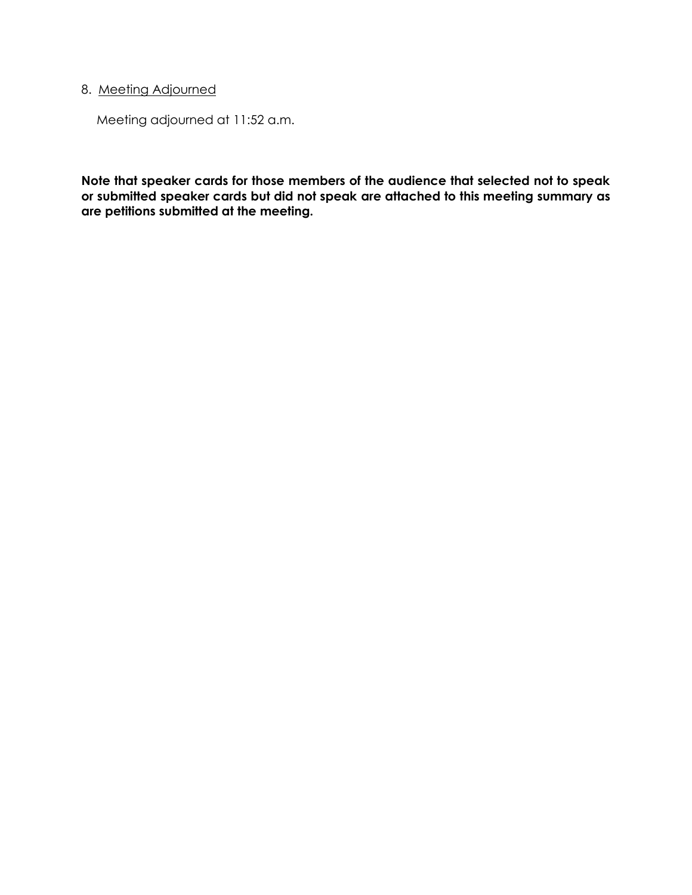8. <u>Meeting Adjourned</u>

   Meeting adjourned at 11:52 a.m.

**Note that speaker cards for those members of the audience that selected not to speak or submitted speaker cards but did not speak are attached to this meeting summary as are petitions submitted at the meeting.**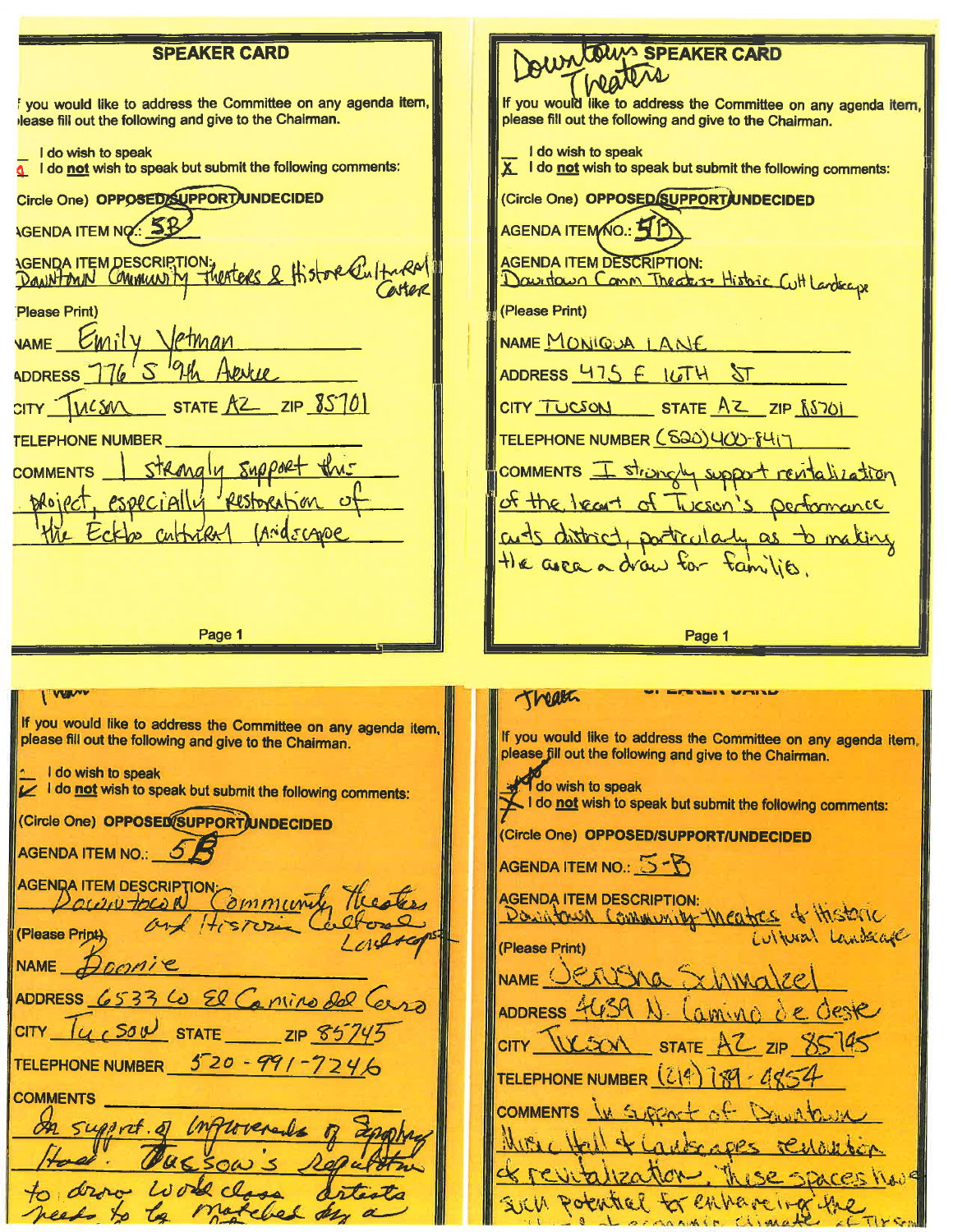## SPEAKER CARD

If you would like to address the Committee on any agenda item, please fill out the following and give to the Chairman.

_ I do wish to speak
4 I do **not** wish to speak but submit the following comments:

Circle One) OPPOSED/SUPPORT/UNDECIDED

AGENDA ITEM NO.: 5B

AGENDA ITEM DESCRIPTION: Downtown Community Theaters & Historic Cultural Center

(Please Print)

NAME Emily Yetman

ADDRESS 776 S 9th Avenue

CITY Tucson STATE AZ ZIP 85701

TELEPHONE NUMBER

COMMENTS I strongly support this project, especially restoration of the Eckbo cultural landscape

Page 1

---

## Downtown Theaters SPEAKER CARD

If you would like to address the Committee on any agenda item, please fill out the following and give to the Chairman.

_ I do wish to speak
X I do **not** wish to speak but submit the following comments:

(Circle One) OPPOSED/SUPPORT/UNDECIDED

AGENDA ITEM NO.: 5B

AGENDA ITEM DESCRIPTION: Downtown Comm Theaters Historic Cult Landscape

(Please Print)

NAME MONIQUA LANE

ADDRESS 475 E 16TH ST

CITY TUCSON STATE AZ ZIP 85701

TELEPHONE NUMBER (520)400-8417

COMMENTS I strongly support revitalization of the heart of Tucson's performance arts district, particularly as to making the area a draw for families.

Page 1

---

If you would like to address the Committee on any agenda item, please fill out the following and give to the Chairman.

_ I do wish to speak
✓ I do **not** wish to speak but submit the following comments:

(Circle One) OPPOSED/SUPPORT/UNDECIDED

AGENDA ITEM NO.: 5B

AGENDA ITEM DESCRIPTION: Downtown Community Theaters and Historic Cultural Landscape

(Please Print)

NAME Bonnie

ADDRESS 6533 W El Camino del Cerro

CITY Tucson STATE ____ ZIP 85745

TELEPHONE NUMBER 520-991-7246

COMMENTS

In support of improvements of Symphony Hall. Tucson's reputation to draw world class artists needs to be matched by a

---

Theaters

If you would like to address the Committee on any agenda item, please fill out the following and give to the Chairman.

X I do wish to speak
X I do **not** wish to speak but submit the following comments:

(Circle One) OPPOSED/SUPPORT/UNDECIDED

AGENDA ITEM NO.: 5-B

AGENDA ITEM DESCRIPTION: Downtown Community Theatres & Historic Cultural Landscape

(Please Print)

NAME Jerusha Schmalzel

ADDRESS 4439 N. Camino de Oeste

CITY Tucson STATE AZ ZIP 85745

TELEPHONE NUMBER (219) 789-4854

COMMENTS In support of Downtown Music Hall & Landscapes renovation & revitalization. These spaces have such potential for enhancing the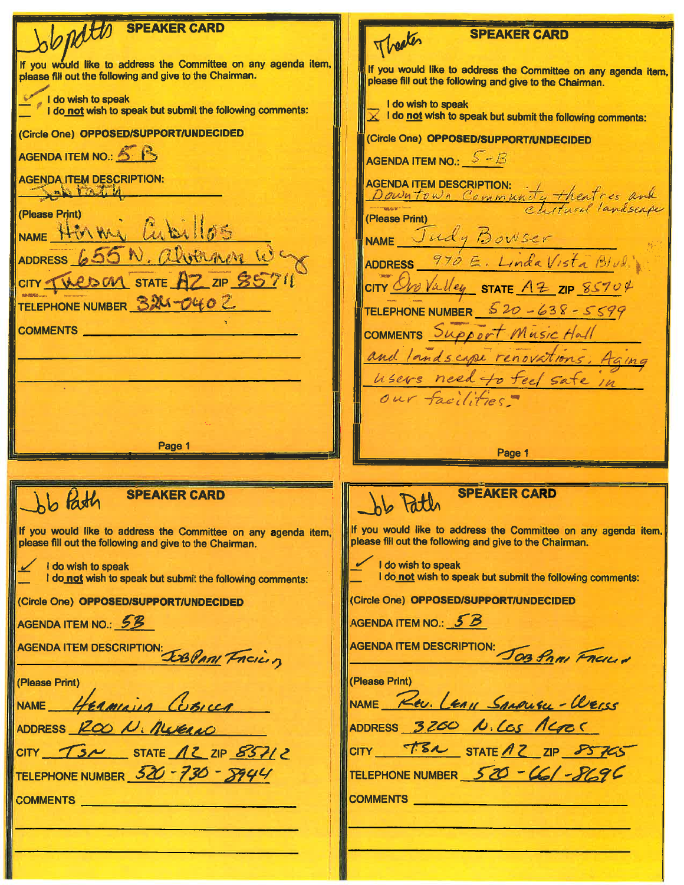## SPEAKER CARD

Job Path

If you would like to address the Committee on any agenda item, please fill out the following and give to the Chairman.

✓ I do wish to speak
__ I do **not** wish to speak but submit the following comments:

(Circle One) **OPPOSED/SUPPORT/UNDECIDED**

AGENDA ITEM NO.: 5 B

AGENDA ITEM DESCRIPTION: Job Path

(Please Print)

NAME: Hermi Cubillos

ADDRESS: 655 N. Alvernon Way

CITY: Tucson STATE: AZ ZIP: 85711

TELEPHONE NUMBER: 324-0402

COMMENTS:

Page 1

## SPEAKER CARD

Theater

If you would like to address the Committee on any agenda item, please fill out the following and give to the Chairman.

__ I do wish to speak
X I do **not** wish to speak but submit the following comments:

(Circle One) **OPPOSED/SUPPORT/UNDECIDED**

AGENDA ITEM NO.: 5-B

AGENDA ITEM DESCRIPTION: Downtown Community theatres and cultural landscape

(Please Print)

NAME: Judy Bowser

ADDRESS: 970 E. Linda Vista Blvd.

CITY: Oro Valley STATE: AZ ZIP: 85704

TELEPHONE NUMBER: 520-638-5599

COMMENTS: Support Music Hall and landscape renovations. Aging users need to feel safe in our facilities.

Page 1

## SPEAKER CARD

Job Path

If you would like to address the Committee on any agenda item, please fill out the following and give to the Chairman.

✓ I do wish to speak
__ I do **not** wish to speak but submit the following comments:

(Circle One) **OPPOSED/SUPPORT/UNDECIDED**

AGENDA ITEM NO.: 5B

AGENDA ITEM DESCRIPTION: JOB PATH FACILITY

(Please Print)

NAME: HERMINIA CUBILLA

ADDRESS: 1200 N. ALVERNO

CITY: TSN STATE: AZ ZIP: 85712

TELEPHONE NUMBER: 520-730-8944

COMMENTS:

## SPEAKER CARD

Job Path

If you would like to address the Committee on any agenda item, please fill out the following and give to the Chairman.

✓ I do wish to speak
__ I do **not** wish to speak but submit the following comments:

(Circle One) **OPPOSED/SUPPORT/UNDECIDED**

AGENDA ITEM NO.: 5B

AGENDA ITEM DESCRIPTION: JOB PATH FACILITY

(Please Print)

NAME: Rev. LEAH SANDUSKY-WEISS

ADDRESS: 3260 N. LOS ALTOS

CITY: TSN STATE: AZ ZIP: 85705

TELEPHONE NUMBER: 520-661-8696

COMMENTS: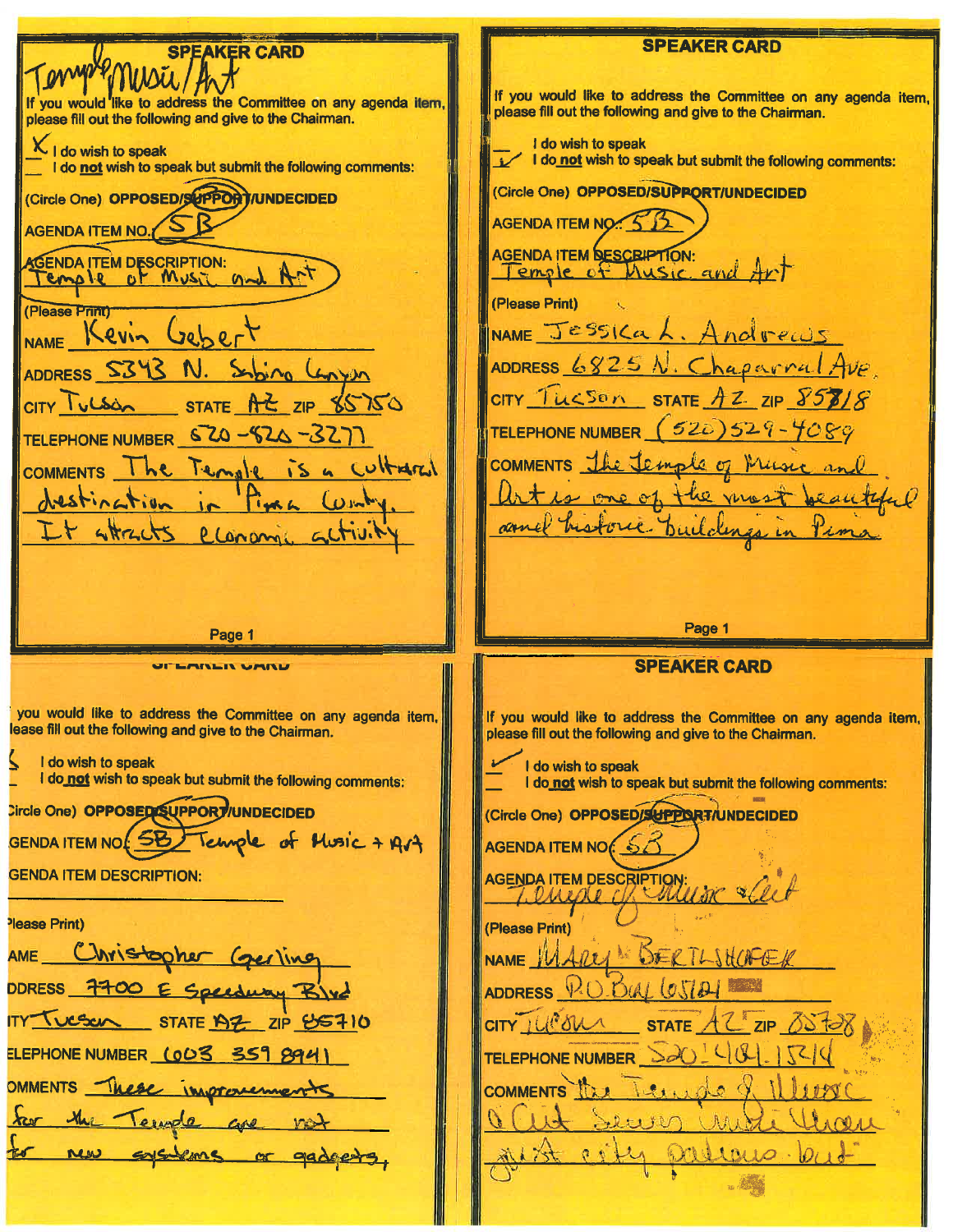## SPEAKER CARD

Temple Music/Art

If you would like to address the Committee on any agenda item, please fill out the following and give to the Chairman.

X I do wish to speak

__ I do **not** wish to speak but submit the following comments:

(Circle One) OPPOSED/SUPPORT/UNDECIDED — SUPPORT circled

AGENDA ITEM NO. 5B

AGENDA ITEM DESCRIPTION: Temple of Music and Art

(Please Print)

NAME Kevin Gebert

ADDRESS 5343 N. Sabino Canyon

CITY Tucson STATE AZ ZIP 85750

TELEPHONE NUMBER 520-820-3277

COMMENTS The Temple is a cultural destination in Pima County. It attracts economic activity

Page 1

## SPEAKER CARD

If you would like to address the Committee on any agenda item, please fill out the following and give to the Chairman.

__ I do wish to speak

✓ I do **not** wish to speak but submit the following comments:

(Circle One) OPPOSED/SUPPORT/UNDECIDED — SUPPORT circled

AGENDA ITEM NO. 5B

AGENDA ITEM DESCRIPTION: Temple of Music and Art

(Please Print)

NAME Jessica L. Andrews

ADDRESS 6825 N. Chaparral Ave.

CITY Tucson STATE AZ ZIP 85718

TELEPHONE NUMBER (520) 529-4089

COMMENTS The Temple of Music and Art is one of the most beautiful and historic buildings in Pima

Page 1

## SPEAKER CARD

If you would like to address the Committee on any agenda item, please fill out the following and give to the Chairman.

✓ I do wish to speak

__ I do **not** wish to speak but submit the following comments:

(Circle One) OPPOSED/SUPPORT/UNDECIDED — SUPPORT circled

AGENDA ITEM NO. 5B Temple of Music + Art

AGENDA ITEM DESCRIPTION:

(Please Print)

NAME Christopher Gerling

ADDRESS 7700 E Speedway Blvd

CITY Tucson STATE AZ ZIP 85710

TELEPHONE NUMBER 603 359 8941

COMMENTS These improvements for the Temple are not for new systems or gadgets,

## SPEAKER CARD

If you would like to address the Committee on any agenda item, please fill out the following and give to the Chairman.

✓ I do wish to speak

__ I do **not** wish to speak but submit the following comments:

(Circle One) OPPOSED/SUPPORT/UNDECIDED — SUPPORT circled

AGENDA ITEM NO. 5B

AGENDA ITEM DESCRIPTION: Temple of Music & Art

(Please Print)

NAME MARY BERTLSHOFER

ADDRESS P.O. Box 65121

CITY Tucson STATE AZ ZIP 85728

TELEPHONE NUMBER 520.481.1514

COMMENTS The Temple of Music & Art serves more than just city patrons, but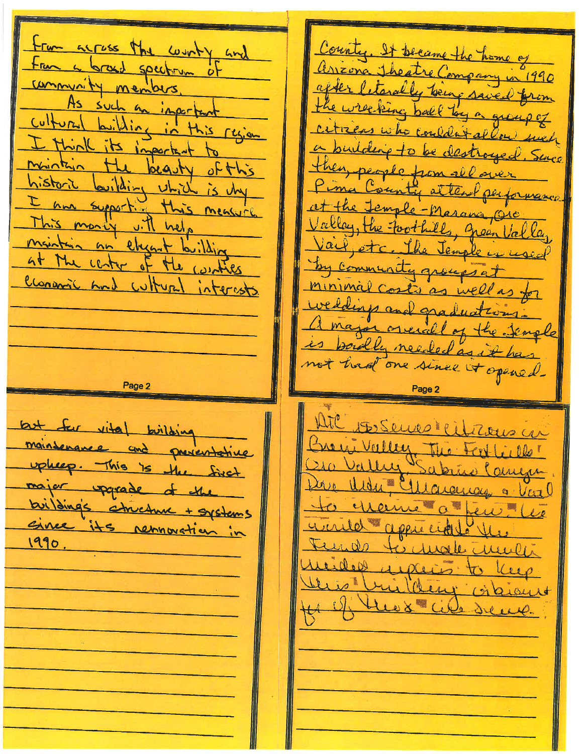from across the county and from a broad spectrum of community members.

As such an important cultural building in this region I think its important to maintain the beauty of this historic building which is why I am supporting this measure. This money will help maintain an elegant building at the center of the counties economic and cultural interests.

---

County. It became the home of Arizona Theatre Company in 1990 after literally being saved from the wrecking ball by a group of citizens who couldn't allow such a building to be destroyed. Since then, people from all over Pima County attend performances at the Temple - Marana, Oro Valley, the Foothills, Green Valley, Vail, etc. The Temple is used by community groups at minimal costs as well as for weddings and graduations. A major overall of the Temple is badly needed as it has not had one since it opened.

---

but for vital building maintenance and preventative upkeep. This is the first major upgrade of the building's structure + systems since its rennovation in 1990.

---

ATC serves citizens in Green Valley, The Foothills, Oro Valley, Sabino Canyon, Dove Mtn, Marana, & Vail to name a few. We would appreciate the funds to make much needed repairs to keep this building vibrant for all those we serve.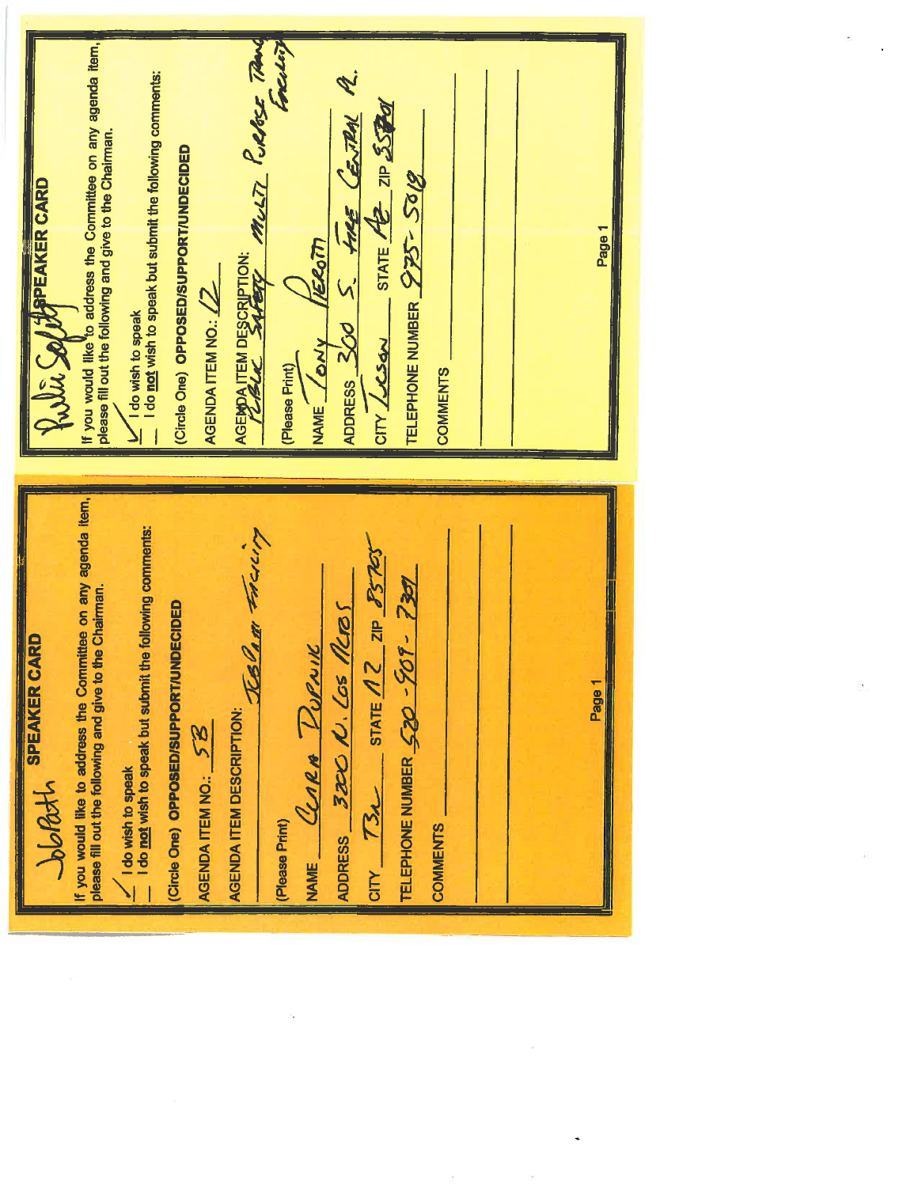## SPEAKER CARD

Job Path

If you would like to address the Committee on any agenda item, please fill out the following and give to the Chairman.

✓ I do wish to speak
__ I do **not** wish to speak but submit the following comments:

(Circle One) **OPPOSED/SUPPORT/UNDECIDED**

AGENDA ITEM NO.: 5B

AGENDA ITEM DESCRIPTION: JOBPATH FACILITY

(Please Print)

NAME: CLARA DURNIK

ADDRESS: 3300 N. LOS ALTOS

CITY: TSN STATE: AZ ZIP: 85705

TELEPHONE NUMBER: 520-909-7301

COMMENTS

---

## SPEAKER CARD

Public Safety

If you would like to address the Committee on any agenda item, please fill out the following and give to the Chairman.

✓ I do wish to speak
__ I do **not** wish to speak but submit the following comments:

(Circle One) **OPPOSED/SUPPORT/UNDECIDED**

AGENDA ITEM NO.: 12

AGENDA ITEM DESCRIPTION: PUBLIC SAFETY MULTI PURPOSE TRAINING FACILITY

(Please Print)

NAME: TONY PIEROTTI

ADDRESS: 3300 S. FIRE CENTRAL PL.

CITY: TUCSON STATE: AZ ZIP: 85701

TELEPHONE NUMBER: 975-5018

COMMENTS